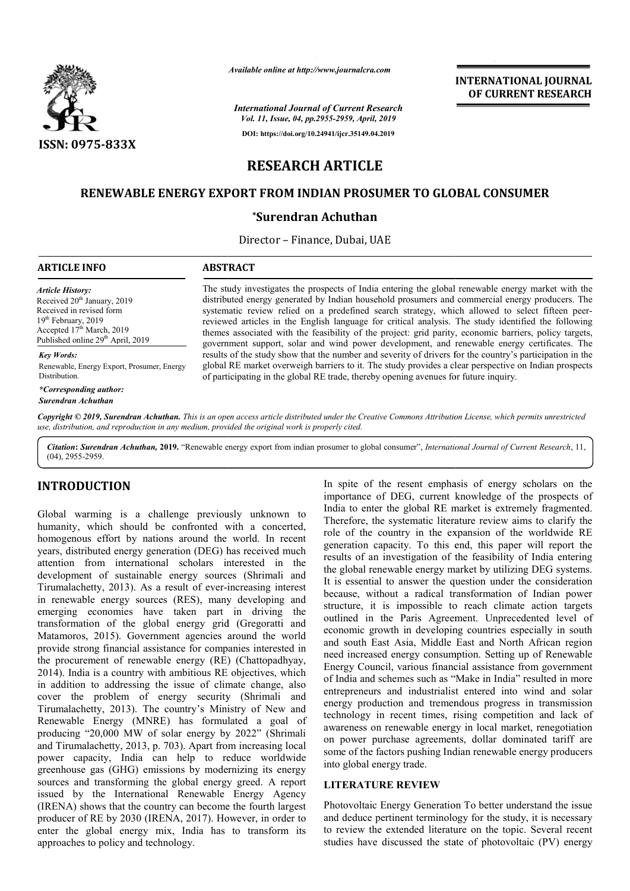# RESEARCH ARTICLE

## RENEWABLE ENERGY EXPORT FROM INDIAN PROSUMER TO GLOBAL CONSUMER

**\*Surendran Achuthan**

Director – Finance, Dubai, UAE

**ARTICLE INFO**

*Article History:*
Received 20th January, 2019
Received in revised form
19th February, 2019
Accepted 17th March, 2019
Published online 29th April, 2019

*Key Words:*
Renewable, Energy Export, Prosumer, Energy Distribution.

*\*Corresponding author:*
*Surendran Achuthan*

**ABSTRACT**

The study investigates the prospects of India entering the global renewable energy market with the distributed energy generated by Indian household prosumers and commercial energy producers. The systematic review relied on a predefined search strategy, which allowed to select fifteen peer-reviewed articles in the English language for critical analysis. The study identified the following themes associated with the feasibility of the project: grid parity, economic barriers, policy targets, government support, solar and wind power development, and renewable energy certificates. The results of the study show that the number and severity of drivers for the country's participation in the global RE market overweigh barriers to it. The study provides a clear perspective on Indian prospects of participating in the global RE trade, thereby opening avenues for future inquiry.

*Copyright © 2019, Surendran Achuthan. This is an open access article distributed under the Creative Commons Attribution License, which permits unrestricted use, distribution, and reproduction in any medium, provided the original work is properly cited.*

**Citation: *Surendran Achuthan,* 2019.** "Renewable energy export from indian prosumer to global consumer", *International Journal of Current Research*, 11, (04), 2955-2959.

## INTRODUCTION

Global warming is a challenge previously unknown to humanity, which should be confronted with a concerted, homogenous effort by nations around the world. In recent years, distributed energy generation (DEG) has received much attention from international scholars interested in the development of sustainable energy sources (Shrimali and Tirumalachetty, 2013). As a result of ever-increasing interest in renewable energy sources (RES), many developing and emerging economies have taken part in driving the transformation of the global energy grid (Gregoratti and Matamoros, 2015). Government agencies around the world provide strong financial assistance for companies interested in the procurement of renewable energy (RE) (Chattopadhyay, 2014). India is a country with ambitious RE objectives, which in addition to addressing the issue of climate change, also cover the problem of energy security (Shrimali and Tirumalachetty, 2013). The country's Ministry of New and Renewable Energy (MNRE) has formulated a goal of producing "20,000 MW of solar energy by 2022" (Shrimali and Tirumalachetty, 2013, p. 703). Apart from increasing local power capacity, India can help to reduce worldwide greenhouse gas (GHG) emissions by modernizing its energy sources and transforming the global energy greed. A report issued by the International Renewable Energy Agency (IRENA) shows that the country can become the fourth largest producer of RE by 2030 (IRENA, 2017). However, in order to enter the global energy mix, India has to transform its approaches to policy and technology.

In spite of the resent emphasis of energy scholars on the importance of DEG, current knowledge of the prospects of India to enter the global RE market is extremely fragmented. Therefore, the systematic literature review aims to clarify the role of the country in the expansion of the worldwide RE generation capacity. To this end, this paper will report the results of an investigation of the feasibility of India entering the global renewable energy market by utilizing DEG systems. It is essential to answer the question under the consideration because, without a radical transformation of Indian power structure, it is impossible to reach climate action targets outlined in the Paris Agreement. Unprecedented level of economic growth in developing countries especially in south and south East Asia, Middle East and North African region need increased energy consumption. Setting up of Renewable Energy Council, various financial assistance from government of India and schemes such as "Make in India" resulted in more entrepreneurs and industrialist entered into wind and solar energy production and tremendous progress in transmission technology in recent times, rising competition and lack of awareness on renewable energy in local market, renegotiation on power purchase agreements, dollar dominated tariff are some of the factors pushing Indian renewable energy producers into global energy trade.

## LITERATURE REVIEW

Photovoltaic Energy Generation To better understand the issue and deduce pertinent terminology for the study, it is necessary to review the extended literature on the topic. Several recent studies have discussed the state of photovoltaic (PV) energy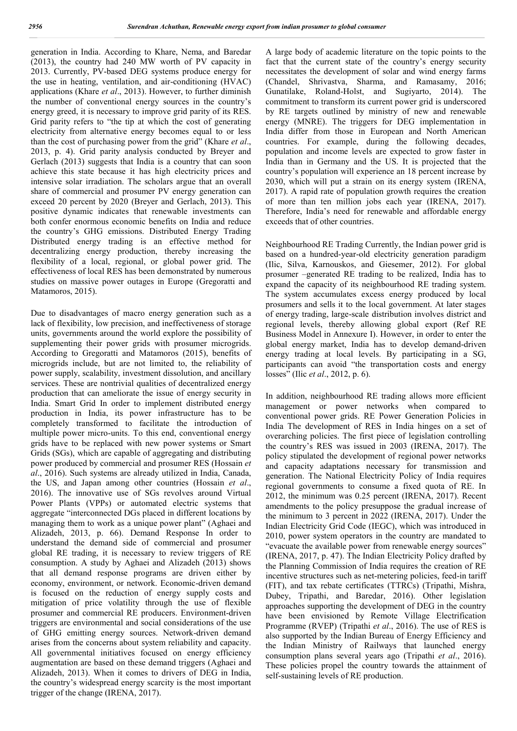generation in India. According to Khare, Nema, and Baredar (2013), the country had 240 MW worth of PV capacity in 2013. Currently, PV-based DEG systems produce energy for the use in heating, ventilation, and air-conditioning (HVAC) applications (Khare *et al*., 2013). However, to further diminish the number of conventional energy sources in the country's energy greed, it is necessary to improve grid parity of its RES. Grid parity refers to "the tip at which the cost of generating electricity from alternative energy becomes equal to or less than the cost of purchasing power from the grid" (Khare *et al*., 2013, p. 4). Grid parity analysis conducted by Breyer and Gerlach (2013) suggests that India is a country that can soon achieve this state because it has high electricity prices and intensive solar irradiation. The scholars argue that an overall share of commercial and prosumer PV energy generation can exceed 20 percent by 2020 (Breyer and Gerlach, 2013). This positive dynamic indicates that renewable investments can both confer enormous economic benefits on India and reduce the country's GHG emissions.

## Distributed Energy Trading

Distributed energy trading is an effective method for decentralizing energy production, thereby increasing the flexibility of a local, regional, or global power grid. The effectiveness of local RES has been demonstrated by numerous studies on massive power outages in Europe (Gregoratti and Matamoros, 2015).

Due to disadvantages of macro energy generation such as a lack of flexibility, low precision, and ineffectiveness of storage units, governments around the world explore the possibility of supplementing their power grids with prosumer microgrids. According to Gregoratti and Matamoros (2015), benefits of microgrids include, but are not limited to, the reliability of power supply, scalability, investment dissolution, and ancillary services. These are nontrivial qualities of decentralized energy production that can ameliorate the issue of energy security in India.

## Smart Grid

In order to implement distributed energy production in India, its power infrastructure has to be completely transformed to facilitate the introduction of multiple power micro-units. To this end, conventional energy grids have to be replaced with new power systems or Smart Grids (SGs), which are capable of aggregating and distributing power produced by commercial and prosumer RES (Hossain *et al*., 2016). Such systems are already utilized in India, Canada, the US, and Japan among other countries (Hossain *et al*., 2016). The innovative use of SGs revolves around Virtual Power Plants (VPPs) or automated electric systems that aggregate "interconnected DGs placed in different locations by managing them to work as a unique power plant" (Aghaei and Alizadeh, 2013, p. 66).

## Demand Response

In order to understand the demand side of commercial and prosumer global RE trading, it is necessary to review triggers of RE consumption. A study by Aghaei and Alizadeh (2013) shows that all demand response programs are driven either by economy, environment, or network. Economic-driven demand is focused on the reduction of energy supply costs and mitigation of price volatility through the use of flexible prosumer and commercial RE producers. Environment-driven triggers are environmental and social considerations of the use of GHG emitting energy sources. Network-driven demand arises from the concerns about system reliability and capacity. All governmental initiatives focused on energy efficiency augmentation are based on these demand triggers (Aghaei and Alizadeh, 2013). When it comes to drivers of DEG in India, the country's widespread energy scarcity is the most important trigger of the change (IRENA, 2017).

A large body of academic literature on the topic points to the fact that the current state of the country's energy security necessitates the development of solar and wind energy farms (Chandel, Shrivastva, Sharma, and Ramasamy, 2016; Gunatilake, Roland-Holst, and Sugiyarto, 2014). The commitment to transform its current power grid is underscored by RE targets outlined by ministry of new and renewable energy (MNRE). The triggers for DEG implementation in India differ from those in European and North American countries. For example, during the following decades, population and income levels are expected to grow faster in India than in Germany and the US. It is projected that the country's population will experience an 18 percent increase by 2030, which will put a strain on its energy system (IRENA, 2017). A rapid rate of population growth requires the creation of more than ten million jobs each year (IRENA, 2017). Therefore, India's need for renewable and affordable energy exceeds that of other countries.

## Neighbourhood RE Trading

Currently, the Indian power grid is based on a hundred-year-old electricity generation paradigm (Ilic, Silva, Karnouskos, and Giesemer, 2012). For global prosumer –generated RE trading to be realized, India has to expand the capacity of its neighbourhood RE trading system. The system accumulates excess energy produced by local prosumers and sells it to the local government. At later stages of energy trading, large-scale distribution involves district and regional levels, thereby allowing global export (Ref RE Business Model in Annexure I). However, in order to enter the global energy market, India has to develop demand-driven energy trading at local levels. By participating in a SG, participants can avoid "the transportation costs and energy losses" (Ilic *et al*., 2012, p. 6).

In addition, neighbourhood RE trading allows more efficient management or power networks when compared to conventional power grids.

## RE Power Generation Policies in India

The development of RES in India hinges on a set of overarching policies. The first piece of legislation controlling the country's RES was issued in 2003 (IRENA, 2017). The policy stipulated the development of regional power networks and capacity adaptations necessary for transmission and generation. The National Electricity Policy of India requires regional governments to consume a fixed quota of RE. In 2012, the minimum was 0.25 percent (IRENA, 2017). Recent amendments to the policy presuppose the gradual increase of the minimum to 3 percent in 2022 (IRENA, 2017). Under the Indian Electricity Grid Code (IEGC), which was introduced in 2010, power system operators in the country are mandated to "evacuate the available power from renewable energy sources" (IRENA, 2017, p. 47). The Indian Electricity Policy drafted by the Planning Commission of India requires the creation of RE incentive structures such as net-metering policies, feed-in tariff (FIT), and tax rebate certificates (TTRCs) (Tripathi, Mishra, Dubey, Tripathi, and Baredar, 2016). Other legislation approaches supporting the development of DEG in the country have been envisioned by Remote Village Electrification Programme (RVEP) (Tripathi *et al*., 2016). The use of RES is also supported by the Indian Bureau of Energy Efficiency and the Indian Ministry of Railways that launched energy consumption plans several years ago (Tripathi *et al*., 2016). These policies propel the country towards the attainment of self-sustaining levels of RE production.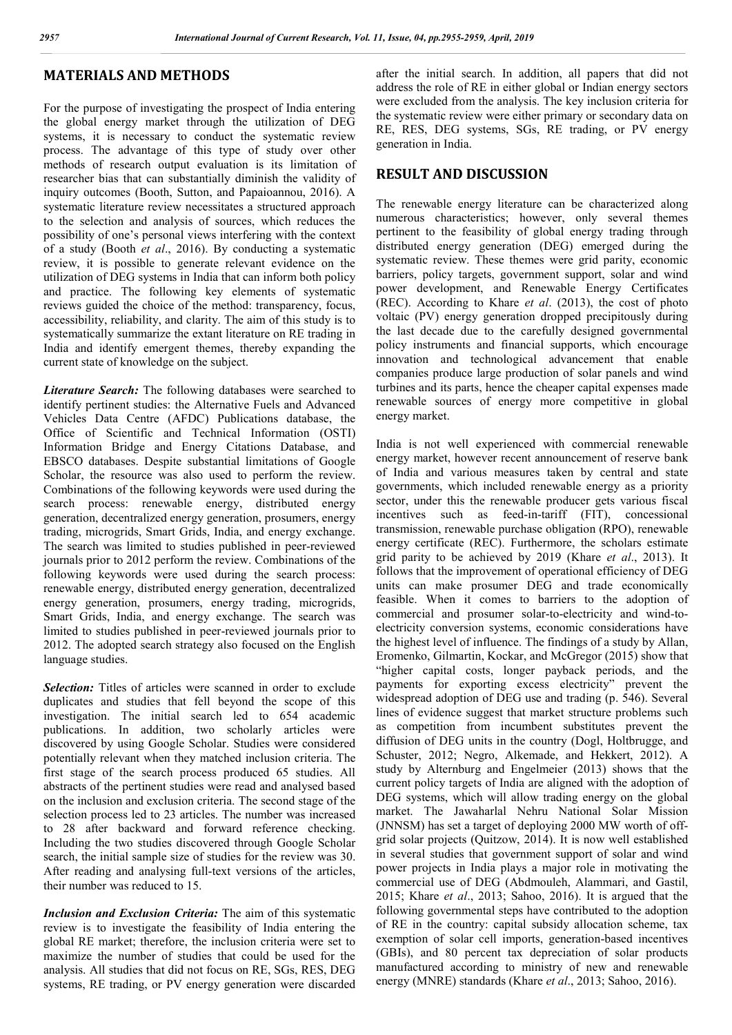## MATERIALS AND METHODS

For the purpose of investigating the prospect of India entering the global energy market through the utilization of DEG systems, it is necessary to conduct the systematic review process. The advantage of this type of study over other methods of research output evaluation is its limitation of researcher bias that can substantially diminish the validity of inquiry outcomes (Booth, Sutton, and Papaioannou, 2016). A systematic literature review necessitates a structured approach to the selection and analysis of sources, which reduces the possibility of one's personal views interfering with the context of a study (Booth *et al*., 2016). By conducting a systematic review, it is possible to generate relevant evidence on the utilization of DEG systems in India that can inform both policy and practice. The following key elements of systematic reviews guided the choice of the method: transparency, focus, accessibility, reliability, and clarity. The aim of this study is to systematically summarize the extant literature on RE trading in India and identify emergent themes, thereby expanding the current state of knowledge on the subject.

***Literature Search:*** The following databases were searched to identify pertinent studies: the Alternative Fuels and Advanced Vehicles Data Centre (AFDC) Publications database, the Office of Scientific and Technical Information (OSTI) Information Bridge and Energy Citations Database, and EBSCO databases. Despite substantial limitations of Google Scholar, the resource was also used to perform the review. Combinations of the following keywords were used during the search process: renewable energy, distributed energy generation, decentralized energy generation, prosumers, energy trading, microgrids, Smart Grids, India, and energy exchange. The search was limited to studies published in peer-reviewed journals prior to 2012 perform the review. Combinations of the following keywords were used during the search process: renewable energy, distributed energy generation, decentralized energy generation, prosumers, energy trading, microgrids, Smart Grids, India, and energy exchange. The search was limited to studies published in peer-reviewed journals prior to 2012. The adopted search strategy also focused on the English language studies.

***Selection:*** Titles of articles were scanned in order to exclude duplicates and studies that fell beyond the scope of this investigation. The initial search led to 654 academic publications. In addition, two scholarly articles were discovered by using Google Scholar. Studies were considered potentially relevant when they matched inclusion criteria. The first stage of the search process produced 65 studies. All abstracts of the pertinent studies were read and analysed based on the inclusion and exclusion criteria. The second stage of the selection process led to 23 articles. The number was increased to 28 after backward and forward reference checking. Including the two studies discovered through Google Scholar search, the initial sample size of studies for the review was 30. After reading and analysing full-text versions of the articles, their number was reduced to 15.

***Inclusion and Exclusion Criteria:*** The aim of this systematic review is to investigate the feasibility of India entering the global RE market; therefore, the inclusion criteria were set to maximize the number of studies that could be used for the analysis. All studies that did not focus on RE, SGs, RES, DEG systems, RE trading, or PV energy generation were discarded after the initial search. In addition, all papers that did not address the role of RE in either global or Indian energy sectors were excluded from the analysis. The key inclusion criteria for the systematic review were either primary or secondary data on RE, RES, DEG systems, SGs, RE trading, or PV energy generation in India.

## RESULT AND DISCUSSION

The renewable energy literature can be characterized along numerous characteristics; however, only several themes pertinent to the feasibility of global energy trading through distributed energy generation (DEG) emerged during the systematic review. These themes were grid parity, economic barriers, policy targets, government support, solar and wind power development, and Renewable Energy Certificates (REC). According to Khare *et al*. (2013), the cost of photo voltaic (PV) energy generation dropped precipitously during the last decade due to the carefully designed governmental policy instruments and financial supports, which encourage innovation and technological advancement that enable companies produce large production of solar panels and wind turbines and its parts, hence the cheaper capital expenses made renewable sources of energy more competitive in global energy market.

India is not well experienced with commercial renewable energy market, however recent announcement of reserve bank of India and various measures taken by central and state governments, which included renewable energy as a priority sector, under this the renewable producer gets various fiscal incentives such as feed-in-tariff (FIT), concessional transmission, renewable purchase obligation (RPO), renewable energy certificate (REC). Furthermore, the scholars estimate grid parity to be achieved by 2019 (Khare *et al*., 2013). It follows that the improvement of operational efficiency of DEG units can make prosumer DEG and trade economically feasible. When it comes to barriers to the adoption of commercial and prosumer solar-to-electricity and wind-to-electricity conversion systems, economic considerations have the highest level of influence. The findings of a study by Allan, Eromenko, Gilmartin, Kockar, and McGregor (2015) show that "higher capital costs, longer payback periods, and the payments for exporting excess electricity" prevent the widespread adoption of DEG use and trading (p. 546). Several lines of evidence suggest that market structure problems such as competition from incumbent substitutes prevent the diffusion of DEG units in the country (Dogl, Holtbrugge, and Schuster, 2012; Negro, Alkemade, and Hekkert, 2012). A study by Alternburg and Engelmeier (2013) shows that the current policy targets of India are aligned with the adoption of DEG systems, which will allow trading energy on the global market. The Jawaharlal Nehru National Solar Mission (JNNSM) has set a target of deploying 2000 MW worth of off-grid solar projects (Quitzow, 2014). It is now well established in several studies that government support of solar and wind power projects in India plays a major role in motivating the commercial use of DEG (Abdmouleh, Alammari, and Gastil, 2015; Khare *et al*., 2013; Sahoo, 2016). It is argued that the following governmental steps have contributed to the adoption of RE in the country: capital subsidy allocation scheme, tax exemption of solar cell imports, generation-based incentives (GBIs), and 80 percent tax depreciation of solar products manufactured according to ministry of new and renewable energy (MNRE) standards (Khare *et al*., 2013; Sahoo, 2016).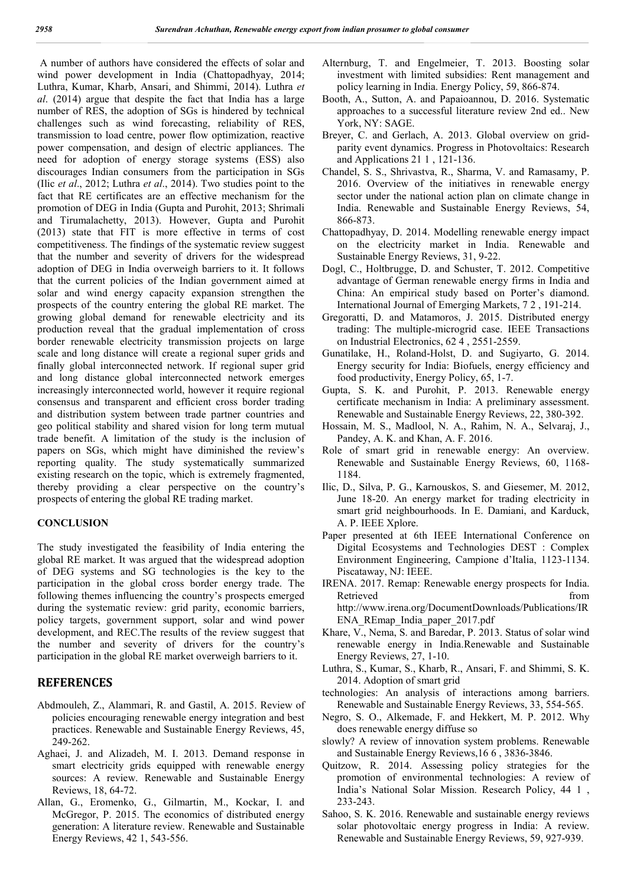A number of authors have considered the effects of solar and wind power development in India (Chattopadhyay, 2014; Luthra, Kumar, Kharb, Ansari, and Shimmi, 2014). Luthra *et al*. (2014) argue that despite the fact that India has a large number of RES, the adoption of SGs is hindered by technical challenges such as wind forecasting, reliability of RES, transmission to load centre, power flow optimization, reactive power compensation, and design of electric appliances. The need for adoption of energy storage systems (ESS) also discourages Indian consumers from the participation in SGs (Ilic *et al*., 2012; Luthra *et al*., 2014). Two studies point to the fact that RE certificates are an effective mechanism for the promotion of DEG in India (Gupta and Purohit, 2013; Shrimali and Tirumalachetty, 2013). However, Gupta and Purohit (2013) state that FIT is more effective in terms of cost competitiveness. The findings of the systematic review suggest that the number and severity of drivers for the widespread adoption of DEG in India overweigh barriers to it. It follows that the current policies of the Indian government aimed at solar and wind energy capacity expansion strengthen the prospects of the country entering the global RE market. The growing global demand for renewable electricity and its production reveal that the gradual implementation of cross border renewable electricity transmission projects on large scale and long distance will create a regional super grids and finally global interconnected network. If regional super grid and long distance global interconnected network emerges increasingly interconnected world, however it require regional consensus and transparent and efficient cross border trading and distribution system between trade partner countries and geo political stability and shared vision for long term mutual trade benefit. A limitation of the study is the inclusion of papers on SGs, which might have diminished the review's reporting quality. The study systematically summarized existing research on the topic, which is extremely fragmented, thereby providing a clear perspective on the country's prospects of entering the global RE trading market.

## CONCLUSION

The study investigated the feasibility of India entering the global RE market. It was argued that the widespread adoption of DEG systems and SG technologies is the key to the participation in the global cross border energy trade. The following themes influencing the country's prospects emerged during the systematic review: grid parity, economic barriers, policy targets, government support, solar and wind power development, and REC.The results of the review suggest that the number and severity of drivers for the country's participation in the global RE market overweigh barriers to it.

## REFERENCES

- Abdmouleh, Z., Alammari, R. and Gastil, A. 2015. Review of policies encouraging renewable energy integration and best practices. Renewable and Sustainable Energy Reviews, 45, 249-262.
- Aghaei, J. and Alizadeh, M. I. 2013. Demand response in smart electricity grids equipped with renewable energy sources: A review. Renewable and Sustainable Energy Reviews, 18, 64-72.
- Allan, G., Eromenko, G., Gilmartin, M., Kockar, I. and McGregor, P. 2015. The economics of distributed energy generation: A literature review. Renewable and Sustainable Energy Reviews, 42 1, 543-556.
- Alternburg, T. and Engelmeier, T. 2013. Boosting solar investment with limited subsidies: Rent management and policy learning in India. Energy Policy, 59, 866-874.
- Booth, A., Sutton, A. and Papaioannou, D. 2016. Systematic approaches to a successful literature review 2nd ed.. New York, NY: SAGE.
- Breyer, C. and Gerlach, A. 2013. Global overview on grid-parity event dynamics. Progress in Photovoltaics: Research and Applications 21 1 , 121-136.
- Chandel, S. S., Shrivastva, R., Sharma, V. and Ramasamy, P. 2016. Overview of the initiatives in renewable energy sector under the national action plan on climate change in India. Renewable and Sustainable Energy Reviews, 54, 866-873.
- Chattopadhyay, D. 2014. Modelling renewable energy impact on the electricity market in India. Renewable and Sustainable Energy Reviews, 31, 9-22.
- Dogl, C., Holtbrugge, D. and Schuster, T. 2012. Competitive advantage of German renewable energy firms in India and China: An empirical study based on Porter's diamond. International Journal of Emerging Markets, 7 2 , 191-214.
- Gregoratti, D. and Matamoros, J. 2015. Distributed energy trading: The multiple-microgrid case. IEEE Transactions on Industrial Electronics, 62 4 , 2551-2559.
- Gunatilake, H., Roland-Holst, D. and Sugiyarto, G. 2014. Energy security for India: Biofuels, energy efficiency and food productivity, Energy Policy, 65, 1-7.
- Gupta, S. K. and Purohit, P. 2013. Renewable energy certificate mechanism in India: A preliminary assessment. Renewable and Sustainable Energy Reviews, 22, 380-392.
- Hossain, M. S., Madlool, N. A., Rahim, N. A., Selvaraj, J., Pandey, A. K. and Khan, A. F. 2016. Role of smart grid in renewable energy: An overview. Renewable and Sustainable Energy Reviews, 60, 1168-1184.
- Ilic, D., Silva, P. G., Karnouskos, S. and Giesemer, M. 2012, June 18-20. An energy market for trading electricity in smart grid neighbourhoods. In E. Damiani, and Karduck, A. P. IEEE Xplore. Paper presented at 6th IEEE International Conference on Digital Ecosystems and Technologies DEST : Complex Environment Engineering, Campione d'Italia, 1123-1134. Piscataway, NJ: IEEE.
- IRENA. 2017. Remap: Renewable energy prospects for India. Retrieved from http://www.irena.org/DocumentDownloads/Publications/IRENA_REmap_India_paper_2017.pdf
- Khare, V., Nema, S. and Baredar, P. 2013. Status of solar wind renewable energy in India.Renewable and Sustainable Energy Reviews, 27, 1-10.
- Luthra, S., Kumar, S., Kharb, R., Ansari, F. and Shimmi, S. K. 2014. Adoption of smart grid technologies: An analysis of interactions among barriers. Renewable and Sustainable Energy Reviews, 33, 554-565.
- Negro, S. O., Alkemade, F. and Hekkert, M. P. 2012. Why does renewable energy diffuse so slowly? A review of innovation system problems. Renewable and Sustainable Energy Reviews,16 6 , 3836-3846.
- Quitzow, R. 2014. Assessing policy strategies for the promotion of environmental technologies: A review of India's National Solar Mission. Research Policy, 44 1 , 233-243.
- Sahoo, S. K. 2016. Renewable and sustainable energy reviews solar photovoltaic energy progress in India: A review. Renewable and Sustainable Energy Reviews, 59, 927-939.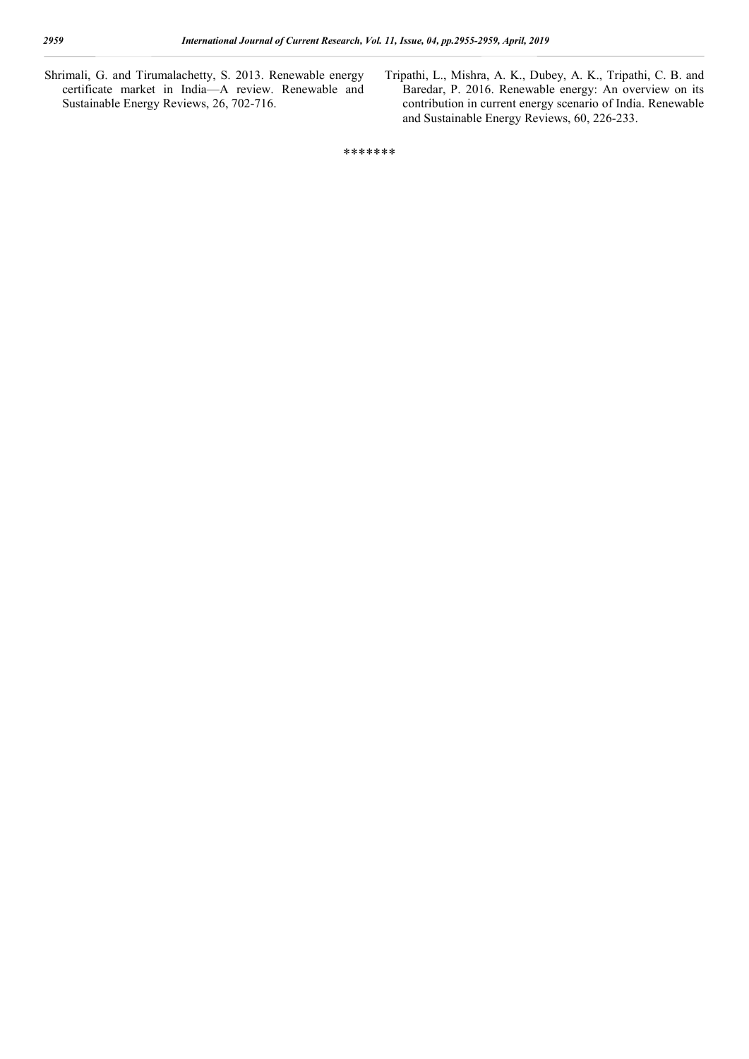Shrimali, G. and Tirumalachetty, S. 2013. Renewable energy certificate market in India—A review. Renewable and Sustainable Energy Reviews, 26, 702-716.

Tripathi, L., Mishra, A. K., Dubey, A. K., Tripathi, C. B. and Baredar, P. 2016. Renewable energy: An overview on its contribution in current energy scenario of India. Renewable and Sustainable Energy Reviews, 60, 226-233.

*******